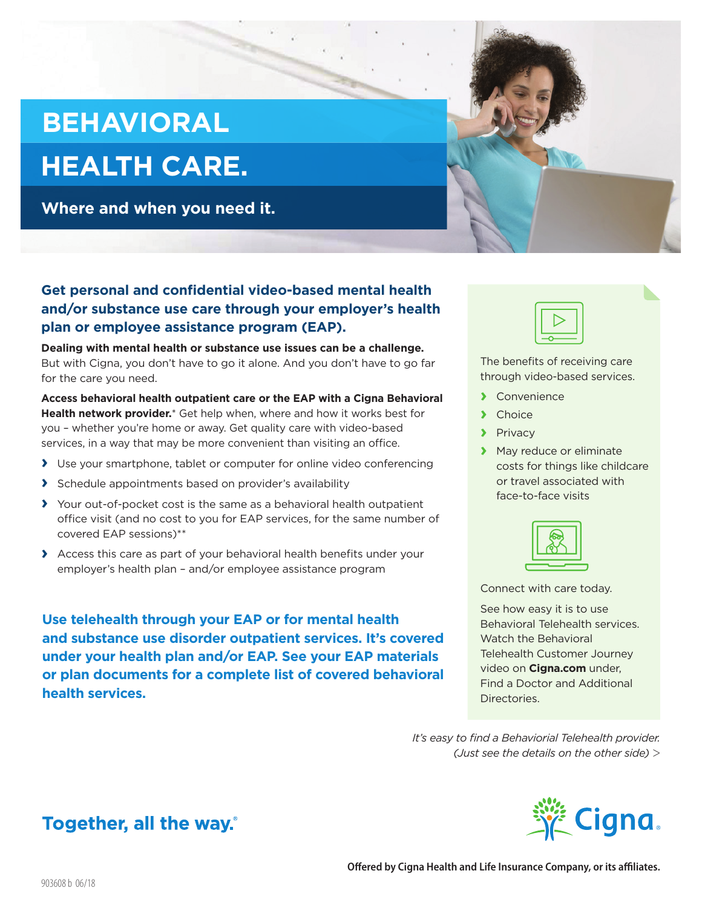# BEHAVIORAL HEALTH CARE.

**Where and when you need it.**

## Get personal and confidential video-based mental health and/or substance use care through your employer's health plan or employee assistance program (EAP).

**Dealing with mental health or substance use issues can be a challenge.** But with Cigna, you don't have to go it alone. And you don't have to go far for the care you need.

**Access behavioral health outpatient care or the EAP with a Cigna Behavioral Health network provider.*** Get help when, where and how it works best for you – whether you're home or away. Get quality care with video-based services, in a way that may be more convenient than visiting an office.

- Use your smartphone, tablet or computer for online video conferencing
- Schedule appointments based on provider's availability
- Your out-of-pocket cost is the same as a behavioral health outpatient office visit (and no cost to you for EAP services, for the same number of covered EAP sessions)**
- Access this care as part of your behavioral health benefits under your employer's health plan – and/or employee assistance program

**Use telehealth through your EAP or for mental health and substance use disorder outpatient services. It's covered under your health plan and/or EAP. See your EAP materials or plan documents for a complete list of covered behavioral health services.**

The benefits of receiving care through video-based services.

- Convenience
- Choice
- Privacy
- May reduce or eliminate costs for things like childcare or travel associated with face-to-face visits

Connect with care today.

See how easy it is to use Behavioral Telehealth services. Watch the Behavioral Telehealth Customer Journey video on **Cigna.com** under, Find a Doctor and Additional Directories.

*It's easy to find a Behaviorial Telehealth provider. (Just see the details on the other side) >*

**Together, all the way.®**

Cigna.

**Offered by Cigna Health and Life Insurance Company, or its affiliates.**

903608 b 06/18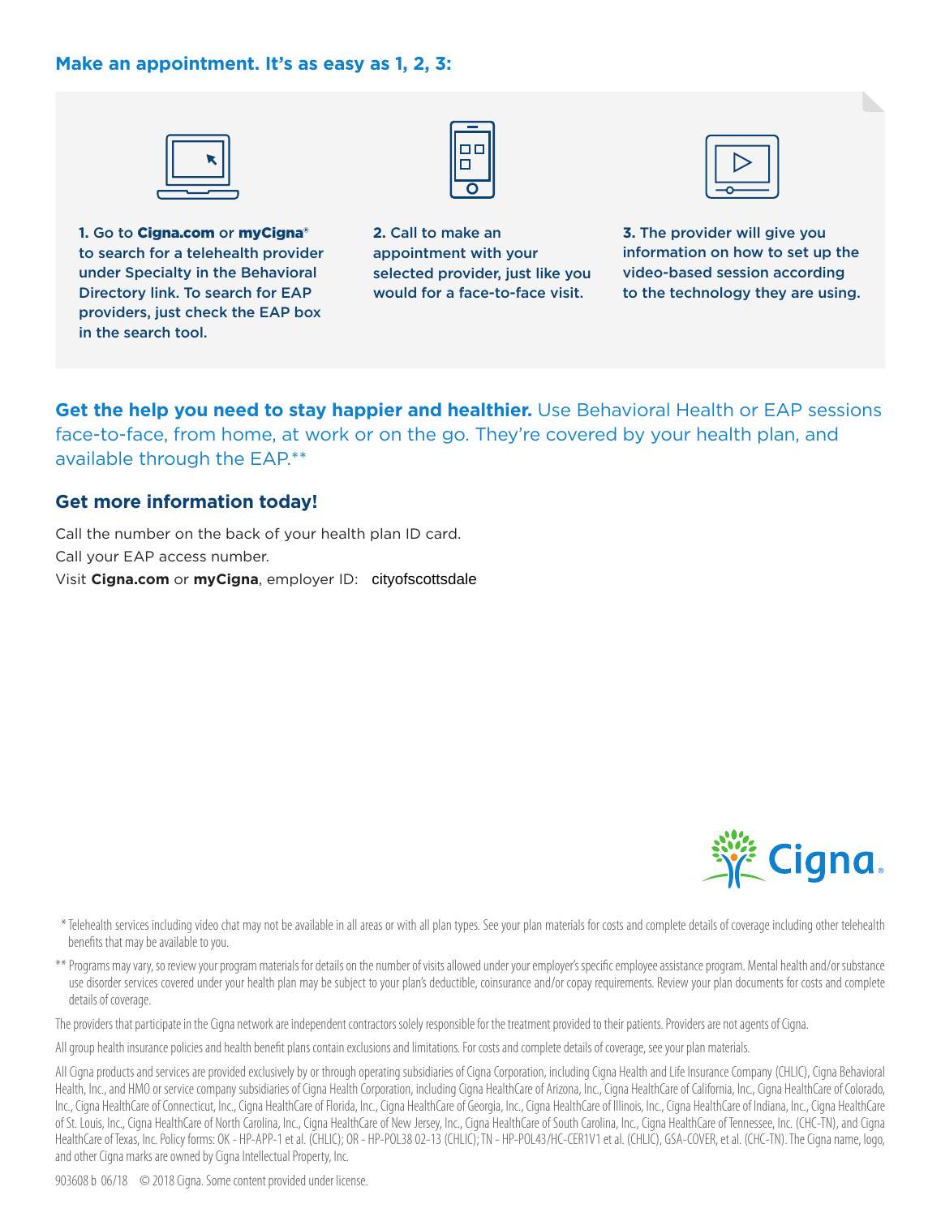## Make an appointment. It's as easy as 1, 2, 3:

**1.** Go to **Cigna.com** or **myCigna®** to search for a telehealth provider under Specialty in the Behavioral Directory link. To search for EAP providers, just check the EAP box in the search tool.

**2.** Call to make an appointment with your selected provider, just like you would for a face-to-face visit.

**3.** The provider will give you information on how to set up the video-based session according to the technology they are using.

**Get the help you need to stay happier and healthier.** Use Behavioral Health or EAP sessions face-to-face, from home, at work or on the go. They're covered by your health plan, and available through the EAP.**

## Get more information today!

Call the number on the back of your health plan ID card.

Call your EAP access number.

Visit **Cigna.com** or **myCigna**, employer ID: cityofscottsdale

Cigna.

\* Telehealth services including video chat may not be available in all areas or with all plan types. See your plan materials for costs and complete details of coverage including other telehealth benefits that may be available to you.

\*\* Programs may vary, so review your program materials for details on the number of visits allowed under your employer's specific employee assistance program. Mental health and/or substance use disorder services covered under your health plan may be subject to your plan's deductible, coinsurance and/or copay requirements. Review your plan documents for costs and complete details of coverage.

The providers that participate in the Cigna network are independent contractors solely responsible for the treatment provided to their patients. Providers are not agents of Cigna.

All group health insurance policies and health benefit plans contain exclusions and limitations. For costs and complete details of coverage, see your plan materials.

All Cigna products and services are provided exclusively by or through operating subsidiaries of Cigna Corporation, including Cigna Health and Life Insurance Company (CHLIC), Cigna Behavioral Health, Inc., and HMO or service company subsidiaries of Cigna Health Corporation, including Cigna HealthCare of Arizona, Inc., Cigna HealthCare of California, Inc., Cigna HealthCare of Colorado, Inc., Cigna HealthCare of Connecticut, Inc., Cigna HealthCare of Florida, Inc., Cigna HealthCare of Georgia, Inc., Cigna HealthCare of Illinois, Inc., Cigna HealthCare of Indiana, Inc., Cigna HealthCare of St. Louis, Inc., Cigna HealthCare of North Carolina, Inc., Cigna HealthCare of New Jersey, Inc., Cigna HealthCare of South Carolina, Inc., Cigna HealthCare of Tennessee, Inc. (CHC-TN), and Cigna HealthCare of Texas, Inc. Policy forms: OK - HP-APP-1 et al. (CHLIC); OR - HP-POL38 02-13 (CHLIC); TN - HP-POL43/HC-CER1V1 et al. (CHLIC), GSA-COVER, et al. (CHC-TN). The Cigna name, logo, and other Cigna marks are owned by Cigna Intellectual Property, Inc.

903608 b 06/18 © 2018 Cigna. Some content provided under license.